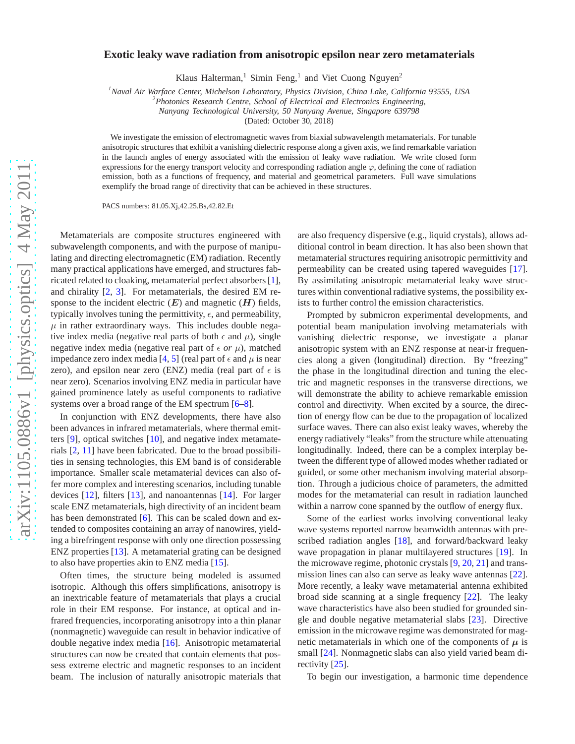# Exotic leaky wave radiation from anisotropic epsilon near zero metamaterials

Klaus Halterman,[1] Simin Feng,[1] and Viet Cuong Nguyen[2]

[1]*Naval Air Warface Center, Michelson Laboratory, Physics Division, China Lake, California 93555, USA*
[2]*Photonics Research Centre, School of Electrical and Electronics Engineering, Nanyang Technological University, 50 Nanyang Avenue, Singapore 639798*

(Dated: October 30, 2018)

We investigate the emission of electromagnetic waves from biaxial subwavelength metamaterials. For tunable anisotropic structures that exhibit a vanishing dielectric response along a given axis, we find remarkable variation in the launch angles of energy associated with the emission of leaky wave radiation. We write closed form expressions for the energy transport velocity and corresponding radiation angle $\varphi$, defining the cone of radiation emission, both as a functions of frequency, and material and geometrical parameters. Full wave simulations exemplify the broad range of directivity that can be achieved in these structures.

PACS numbers: 81.05.Xj,42.25.Bs,42.82.Et

Metamaterials are composite structures engineered with subwavelength components, and with the purpose of manipulating and directing electromagnetic (EM) radiation. Recently many practical applications have emerged, and structures fabricated related to cloaking, metamaterial perfect absorbers [1], and chirality [2, 3]. For metamaterials, the desired EM response to the incident electric ($\boldsymbol{E}$) and magnetic ($\boldsymbol{H}$) fields, typically involves tuning the permittivity, $\epsilon$, and permeability, $\mu$ in rather extraordinary ways. This includes double negative index media (negative real parts of both $\epsilon$ and $\mu$), single negative index media (negative real part of $\epsilon$ *or* $\mu$), matched impedance zero index media [4, 5] (real part of $\epsilon$ and $\mu$ is near zero), and epsilon near zero (ENZ) media (real part of $\epsilon$ is near zero). Scenarios involving ENZ media in particular have gained prominence lately as useful components to radiative systems over a broad range of the EM spectrum [6–8].

In conjunction with ENZ developments, there have also been advances in infrared metamaterials, where thermal emitters [9], optical switches [10], and negative index metamaterials [2, 11] have been fabricated. Due to the broad possibilities in sensing technologies, this EM band is of considerable importance. Smaller scale metamaterial devices can also offer more complex and interesting scenarios, including tunable devices [12], filters [13], and nanoantennas [14]. For larger scale ENZ metamaterials, high directivity of an incident beam has been demonstrated [6]. This can be scaled down and extended to composites containing an array of nanowires, yielding a birefringent response with only one direction possessing ENZ properties [13]. A metamaterial grating can be designed to also have properties akin to ENZ media [15].

Often times, the structure being modeled is assumed isotropic. Although this offers simplifications, anisotropy is an inextricable feature of metamaterials that plays a crucial role in their EM response. For instance, at optical and infrared frequencies, incorporating anisotropy into a thin planar (nonmagnetic) waveguide can result in behavior indicative of double negative index media [16]. Anisotropic metamaterial structures can now be created that contain elements that possess extreme electric and magnetic responses to an incident beam. The inclusion of naturally anisotropic materials that are also frequency dispersive (e.g., liquid crystals), allows additional control in beam direction. It has also been shown that metamaterial structures requiring anisotropic permittivity and permeability can be created using tapered waveguides [17]. By assimilating anisotropic metamaterial leaky wave structures within conventional radiative systems, the possibility exists to further control the emission characteristics.

Prompted by submicron experimental developments, and potential beam manipulation involving metamaterials with vanishing dielectric response, we investigate a planar anisotropic system with an ENZ response at near-ir frequencies along a given (longitudinal) direction. By "freezing" the phase in the longitudinal direction and tuning the electric and magnetic responses in the transverse directions, we will demonstrate the ability to achieve remarkable emission control and directivity. When excited by a source, the direction of energy flow can be due to the propagation of localized surface waves. There can also exist leaky waves, whereby the energy radiatively "leaks" from the structure while attenuating longitudinally. Indeed, there can be a complex interplay between the different type of allowed modes whether radiated or guided, or some other mechanism involving material absorption. Through a judicious choice of parameters, the admitted modes for the metamaterial can result in radiation launched within a narrow cone spanned by the outflow of energy flux.

Some of the earliest works involving conventional leaky wave systems reported narrow beamwidth antennas with prescribed radiation angles [18], and forward/backward leaky wave propagation in planar multilayered structures [19]. In the microwave regime, photonic crystals [9, 20, 21] and transmission lines can also can serve as leaky wave antennas [22]. More recently, a leaky wave metamaterial antenna exhibited broad side scanning at a single frequency [22]. The leaky wave characteristics have also been studied for grounded single and double negative metamaterial slabs [23]. Directive emission in the microwave regime was demonstrated for magnetic metamaterials in which one of the components of $\boldsymbol{\mu}$ is small [24]. Nonmagnetic slabs can also yield varied beam directivity [25].

To begin our investigation, a harmonic time dependence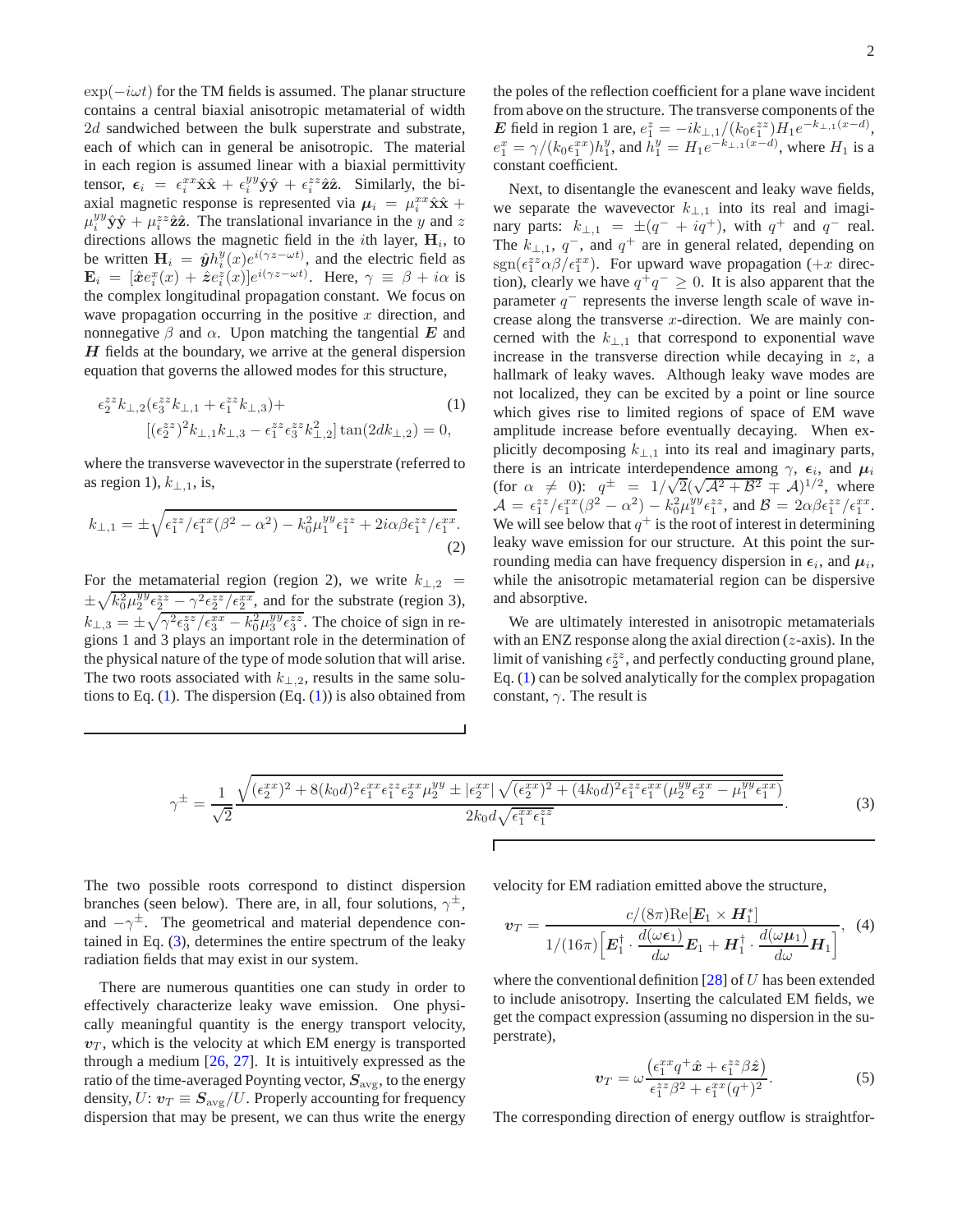$\exp(-i\omega t)$ for the TM fields is assumed. The planar structure contains a central biaxial anisotropic metamaterial of width $2d$ sandwiched between the bulk superstrate and substrate, each of which can in general be anisotropic. The material in each region is assumed linear with a biaxial permittivity tensor, $\boldsymbol{\epsilon}_i = \epsilon_i^{xx}\hat{\mathbf{x}}\hat{\mathbf{x}} + \epsilon_i^{yy}\hat{\mathbf{y}}\hat{\mathbf{y}} + \epsilon_i^{zz}\hat{\mathbf{z}}\hat{\mathbf{z}}$. Similarly, the biaxial magnetic response is represented via $\boldsymbol{\mu}_i = \mu_i^{xx}\hat{\mathbf{x}}\hat{\mathbf{x}} + \mu_i^{yy}\hat{\mathbf{y}}\hat{\mathbf{y}} + \mu_i^{zz}\hat{\mathbf{z}}\hat{\mathbf{z}}$. The translational invariance in the $y$ and $z$ directions allows the magnetic field in the $i$th layer, $\mathbf{H}_i$, to be written $\mathbf{H}_i = \hat{\boldsymbol{y}} h_i^y(x) e^{i(\gamma z-\omega t)}$, and the electric field as $\mathbf{E}_i = [\hat{\boldsymbol{x}} e_i^x(x) + \hat{\boldsymbol{z}} e_i^z(x)]e^{i(\gamma z-\omega t)}$. Here, $\gamma \equiv \beta + i\alpha$ is the complex longitudinal propagation constant. We focus on wave propagation occurring in the positive $x$ direction, and nonnegative $\beta$ and $\alpha$. Upon matching the tangential $\boldsymbol{E}$ and $\boldsymbol{H}$ fields at the boundary, we arrive at the general dispersion equation that governs the allowed modes for this structure,

$$\begin{aligned}\epsilon_2^{zz} k_{\perp,2}(\epsilon_3^{zz} k_{\perp,1} + \epsilon_1^{zz} k_{\perp,3}) + \\ [(\epsilon_2^{zz})^2 k_{\perp,1} k_{\perp,3} - \epsilon_1^{zz}\epsilon_3^{zz} k_{\perp,2}^2]\tan(2dk_{\perp,2}) = 0,\end{aligned} \tag{1}$$

where the transverse wavevector in the superstrate (referred to as region 1), $k_{\perp,1}$, is,

$$k_{\perp,1} = \pm\sqrt{\epsilon_1^{zz}/\epsilon_1^{xx}(\beta^2-\alpha^2) - k_0^2\mu_1^{yy}\epsilon_1^{zz} + 2i\alpha\beta\epsilon_1^{zz}/\epsilon_1^{xx}}. \tag{2}$$

For the metamaterial region (region 2), we write $k_{\perp,2} = \pm\sqrt{k_0^2\mu_2^{yy}\epsilon_2^{zz} - \gamma^2\epsilon_2^{zz}/\epsilon_2^{xx}}$, and for the substrate (region 3), $k_{\perp,3} = \pm\sqrt{\gamma^2\epsilon_3^{zz}/\epsilon_3^{xx} - k_0^2\mu_3^{yy}\epsilon_3^{zz}}$. The choice of sign in regions 1 and 3 plays an important role in the determination of the physical nature of the type of mode solution that will arise. The two roots associated with $k_{\perp,2}$, results in the same solutions to Eq. (1). The dispersion (Eq. (1)) is also obtained from the poles of the reflection coefficient for a plane wave incident from above on the structure. The transverse components of the $\boldsymbol{E}$ field in region 1 are, $e_1^z = -ik_{\perp,1}/(k_0\epsilon_1^{zz})H_1 e^{-k_{\perp,1}(x-d)}$, $e_1^x = \gamma/(k_0\epsilon_1^{xx})h_1^y$, and $h_1^y = H_1 e^{-k_{\perp,1}(x-d)}$, where $H_1$ is a constant coefficient.

Next, to disentangle the evanescent and leaky wave fields, we separate the wavevector $k_{\perp,1}$ into its real and imaginary parts: $k_{\perp,1} = \pm(q^- + iq^+)$, with $q^+$ and $q^-$ real. The $k_{\perp,1}$, $q^-$, and $q^+$ are in general related, depending on $\mathrm{sgn}(\epsilon_1^{zz}\alpha\beta/\epsilon_1^{xx})$. For upward wave propagation ($+x$ direction), clearly we have $q^+q^- \geq 0$. It is also apparent that the parameter $q^-$ represents the inverse length scale of wave increase along the transverse $x$-direction. We are mainly concerned with the $k_{\perp,1}$ that correspond to exponential wave increase in the transverse direction while decaying in $z$, a hallmark of leaky waves. Although leaky wave modes are not localized, they can be excited by a point or line source which gives rise to limited regions of space of EM wave amplitude increase before eventually decaying. When explicitly decomposing $k_{\perp,1}$ into its real and imaginary parts, there is an intricate interdependence among $\gamma$, $\boldsymbol{\epsilon}_i$, and $\boldsymbol{\mu}_i$ (for $\alpha \neq 0$): $q^\pm = 1/\sqrt{2}(\sqrt{\mathcal{A}^2+\mathcal{B}^2} \mp \mathcal{A})^{1/2}$, where $\mathcal{A} = \epsilon_1^{zz}/\epsilon_1^{xx}(\beta^2-\alpha^2) - k_0^2\mu_1^{yy}\epsilon_1^{zz}$, and $\mathcal{B} = 2\alpha\beta\epsilon_1^{zz}/\epsilon_1^{xx}$. We will see below that $q^+$ is the root of interest in determining leaky wave emission for our structure. At this point the surrounding media can have frequency dispersion in $\boldsymbol{\epsilon}_i$, and $\boldsymbol{\mu}_i$, while the anisotropic metamaterial region can be dispersive and absorptive.

We are ultimately interested in anisotropic metamaterials with an ENZ response along the axial direction ($z$-axis). In the limit of vanishing $\epsilon_2^{zz}$, and perfectly conducting ground plane, Eq. (1) can be solved analytically for the complex propagation constant, $\gamma$. The result is

$$\gamma^\pm = \frac{1}{\sqrt{2}}\frac{\sqrt{(\epsilon_2^{xx})^2 + 8(k_0d)^2\epsilon_1^{xx}\epsilon_1^{zz}\epsilon_2^{xx}\mu_2^{yy} \pm |\epsilon_2^{xx}|\sqrt{(\epsilon_2^{xx})^2 + (4k_0d)^2\epsilon_1^{zz}\epsilon_1^{xx}(\mu_2^{yy}\epsilon_2^{xx} - \mu_1^{yy}\epsilon_1^{xx})}}}{2k_0d\sqrt{\epsilon_1^{xx}\epsilon_1^{zz}}}. \tag{3}$$

The two possible roots correspond to distinct dispersion branches (seen below). There are, in all, four solutions, $\gamma^\pm$, and $-\gamma^\pm$. The geometrical and material dependence contained in Eq. (3), determines the entire spectrum of the leaky radiation fields that may exist in our system.

There are numerous quantities one can study in order to effectively characterize leaky wave emission. One physically meaningful quantity is the energy transport velocity, $\boldsymbol{v}_T$, which is the velocity at which EM energy is transported through a medium [26, 27]. It is intuitively expressed as the ratio of the time-averaged Poynting vector, $\boldsymbol{S}_{\rm avg}$, to the energy density, $U$: $\boldsymbol{v}_T \equiv \boldsymbol{S}_{\rm avg}/U$. Properly accounting for frequency dispersion that may be present, we can thus write the energy velocity for EM radiation emitted above the structure,

$$\boldsymbol{v}_T = \frac{c/(8\pi)\mathrm{Re}[\boldsymbol{E}_1 \times \boldsymbol{H}_1^*]}{1/(16\pi)\Big[\boldsymbol{E}_1^\dagger \cdot \dfrac{d(\omega\boldsymbol{\epsilon}_1)}{d\omega}\boldsymbol{E}_1 + \boldsymbol{H}_1^\dagger \cdot \dfrac{d(\omega\boldsymbol{\mu}_1)}{d\omega}\boldsymbol{H}_1\Big]}, \tag{4}$$

where the conventional definition [28] of $U$ has been extended to include anisotropy. Inserting the calculated EM fields, we get the compact expression (assuming no dispersion in the superstrate),

$$\boldsymbol{v}_T = \omega\frac{\left(\epsilon_1^{xx}q^+\hat{\boldsymbol{x}} + \epsilon_1^{zz}\beta\hat{\boldsymbol{z}}\right)}{\epsilon_1^{zz}\beta^2 + \epsilon_1^{xx}(q^+)^2}. \tag{5}$$

The corresponding direction of energy outflow is straightfor-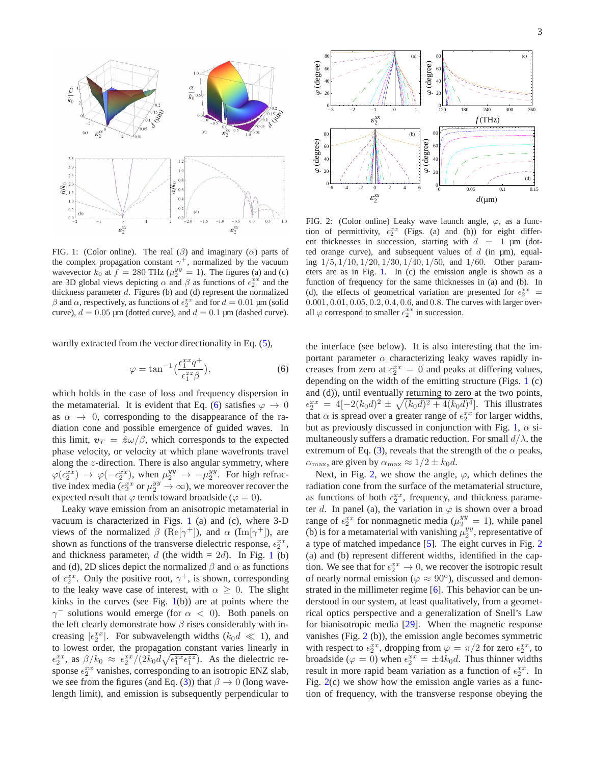FIG. 1: (Color online). The real ($\beta$) and imaginary ($\alpha$) parts of the complex propagation constant $\gamma^+$, normalized by the vacuum wavevector $k_0$ at $f = 280$ THz ($\mu_2^{yy} = 1$). The figures (a) and (c) are 3D global views depicting $\alpha$ and $\beta$ as functions of $\epsilon_2^{xx}$ and the thickness parameter $d$. Figures (b) and (d) represent the normalized $\beta$ and $\alpha$, respectively, as functions of $\epsilon_2^{xx}$ and for $d = 0.01$ µm (solid curve), $d = 0.05$ µm (dotted curve), and $d = 0.1$ µm (dashed curve).

FIG. 2: (Color online) Leaky wave launch angle, $\varphi$, as a function of permittivity, $\epsilon_2^{xx}$ (Figs. (a) and (b)) for eight different thicknesses in succession, starting with $d = 1$ µm (dotted orange curve), and subsequent values of $d$ (in µm), equaling $1/5, 1/10, 1/20, 1/30, 1/40, 1/50$, and $1/60$. Other parameters are as in Fig. 1. In (c) the emission angle is shown as a function of frequency for the same thicknesses in (a) and (b). In (d), the effects of geometrical variation are presented for $\epsilon_2^{xx} = 0.001, 0.01, 0.05, 0.2, 0.4, 0.6$, and $0.8$. The curves with larger overall $\varphi$ correspond to smaller $\epsilon_2^{xx}$ in succession.

wardly extracted from the vector directionality in Eq. (5),

$$\varphi = \tan^{-1}\Big(\frac{\epsilon_1^{xx} q^+}{\epsilon_1^{zz}\beta}\Big), \tag{6}$$

which holds in the case of loss and frequency dispersion in the metamaterial. It is evident that Eq. (6) satisfies $\varphi \to 0$ as $\alpha \to 0$, corresponding to the disappearance of the radiation cone and possible emergence of guided waves. In this limit, $\boldsymbol{v}_T = \hat{\boldsymbol{z}}\omega/\beta$, which corresponds to the expected phase velocity, or velocity at which plane wavefronts travel along the $z$-direction. There is also angular symmetry, where $\varphi(\epsilon_2^{xx}) \to \varphi(-\epsilon_2^{xx})$, when $\mu_2^{yy} \to -\mu_2^{yy}$. For high refractive index media ($\epsilon_2^{xx}$ or $\mu_2^{yy} \to \infty$), we moreover recover the expected result that $\varphi$ tends toward broadside ($\varphi = 0$).

Leaky wave emission from an anisotropic metamaterial in vacuum is characterized in Figs. 1 (a) and (c), where 3-D views of the normalized $\beta$ ($\mathrm{Re}[\gamma^+]$), and $\alpha$ ($\mathrm{Im}[\gamma^+]$), are shown as functions of the transverse dielectric response, $\epsilon_2^{xx}$, and thickness parameter, $d$ (the width = $2d$). In Fig. 1 (b) and (d), 2D slices depict the normalized $\beta$ and $\alpha$ as functions of $\epsilon_2^{xx}$. Only the positive root, $\gamma^+$, is shown, corresponding to the leaky wave case of interest, with $\alpha \geq 0$. The slight kinks in the curves (see Fig. 1(b)) are at points where the $\gamma^-$ solutions would emerge (for $\alpha < 0$). Both panels on the left clearly demonstrate how $\beta$ rises considerably with increasing $|\epsilon_2^{xx}|$. For subwavelength widths ($k_0 d \ll 1$), and to lowest order, the propagation constant varies linearly in $\epsilon_2^{xx}$, as $\beta/k_0 \approx \epsilon_2^{xx}/(2k_0 d\sqrt{\epsilon_1^{xx}\epsilon_1^{zz}})$. As the dielectric response $\epsilon_2^{xx}$ vanishes, corresponding to an isotropic ENZ slab, we see from the figures (and Eq. (3)) that $\beta \to 0$ (long wavelength limit), and emission is subsequently perpendicular to the interface (see below). It is also interesting that the important parameter $\alpha$ characterizing leaky waves rapidly increases from zero at $\epsilon_2^{xx} = 0$ and peaks at differing values, depending on the width of the emitting structure (Figs. 1 (c) and (d)), until eventually returning to zero at the two points, $\epsilon_2^{xx} = 4[-2(k_0 d)^2 \pm \sqrt{(k_0 d)^2 + 4(k_0 d)^4}]$. This illustrates that $\alpha$ is spread over a greater range of $\epsilon_2^{xx}$ for larger widths, but as previously discussed in conjunction with Fig. 1, $\alpha$ simultaneously suffers a dramatic reduction. For small $d/\lambda$, the extremum of Eq. (3), reveals that the strength of the $\alpha$ peaks, $\alpha_{\max}$, are given by $\alpha_{\max} \approx 1/2 \pm k_0 d$.

Next, in Fig. 2, we show the angle, $\varphi$, which defines the radiation cone from the surface of the metamaterial structure, as functions of both $\epsilon_2^{xx}$, frequency, and thickness parameter $d$. In panel (a), the variation in $\varphi$ is shown over a broad range of $\epsilon_2^{xx}$ for nonmagnetic media ($\mu_2^{yy} = 1$), while panel (b) is for a metamaterial with vanishing $\mu_2^{yy}$, representative of a type of matched impedance [5]. The eight curves in Fig. 2 (a) and (b) represent different widths, identified in the caption. We see that for $\epsilon_2^{xx} \to 0$, we recover the isotropic result of nearly normal emission ($\varphi \approx 90^{o}$), discussed and demonstrated in the millimeter regime [6]. This behavior can be understood in our system, at least qualitatively, from a geometrical optics perspective and a generalization of Snell's Law for bianisotropic media [29]. When the magnetic response vanishes (Fig. 2 (b)), the emission angle becomes symmetric with respect to $\epsilon_2^{xx}$, dropping from $\varphi = \pi/2$ for zero $\epsilon_2^{xx}$, to broadside ($\varphi = 0$) when $\epsilon_2^{xx} = \pm 4k_0 d$. Thus thinner widths result in more rapid beam variation as a function of $\epsilon_2^{xx}$. In Fig. 2(c) we show how the emission angle varies as a function of frequency, with the transverse response obeying the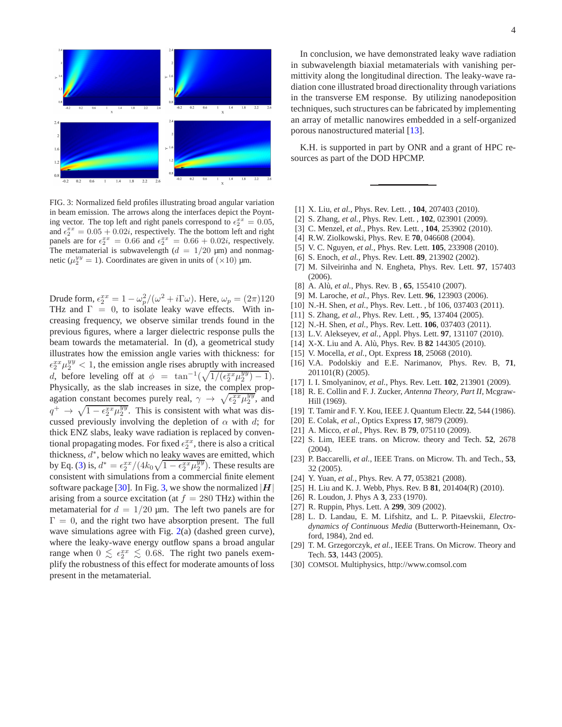FIG. 3: Normalized field profiles illustrating broad angular variation in beam emission. The arrows along the interfaces depict the Poynting vector. The top left and right panels correspond to $\epsilon_2^{xx} = 0.05$, and $\epsilon_2^{xx} = 0.05 + 0.02i$, respectively. The bottom left and right panels are for $\epsilon_2^{xx} = 0.66$ and $\epsilon_2^{xx} = 0.66 + 0.02i$, respectively. The metamaterial is subwavelength ($d = 1/20$ µm) and nonmagnetic ($\mu_2^{yy} = 1$). Coordinates are given in units of ($\times 10$) µm.

Drude form, $\epsilon_2^{xx} = 1 - \omega_p^2/(\omega^2 + i\Gamma\omega)$. Here, $\omega_p = (2\pi)120$ THz and $\Gamma = 0$, to isolate leaky wave effects. With increasing frequency, we observe similar trends found in the previous figures, where a larger dielectric response pulls the beam towards the metamaterial. In (d), a geometrical study illustrates how the emission angle varies with thickness: for $\epsilon_2^{xx}\mu_2^{yy} < 1$, the emission angle rises abruptly with increased $d$, before leveling off at $\phi = \tan^{-1}(\sqrt{1/(\epsilon_2^{xx}\mu_2^{yy}) - 1})$. Physically, as the slab increases in size, the complex propagation constant becomes purely real, $\gamma \to \sqrt{\epsilon_2^{xx}\mu_2^{yy}}$, and $q^+ \to \sqrt{1 - \epsilon_2^{xx}\mu_2^{yy}}$. This is consistent with what was discussed previously involving the depletion of $\alpha$ with $d$; for thick ENZ slabs, leaky wave radiation is replaced by conventional propagating modes. For fixed $\epsilon_2^{xx}$, there is also a critical thickness, $d^*$, below which no leaky waves are emitted, which by Eq. (3) is, $d^* = \epsilon_2^{xx}/(4k_0\sqrt{1 - \epsilon_2^{xx}\mu_2^{yy}})$. These results are consistent with simulations from a commercial finite element software package [30]. In Fig. 3, we show the normalized $|\boldsymbol{H}|$ arising from a source excitation (at $f = 280$ THz) within the metamaterial for $d = 1/20$ µm. The left two panels are for $\Gamma = 0$, and the right two have absorption present. The full wave simulations agree with Fig. 2(a) (dashed green curve), where the leaky-wave energy outflow spans a broad angular range when $0 \lesssim \epsilon_2^{xx} \lesssim 0.68$. The right two panels exemplify the robustness of this effect for moderate amounts of loss present in the metamaterial.

In conclusion, we have demonstrated leaky wave radiation in subwavelength biaxial metamaterials with vanishing permittivity along the longitudinal direction. The leaky-wave radiation cone illustrated broad directionality through variations in the transverse EM response. By utilizing nanodeposition techniques, such structures can be fabricated by implementing an array of metallic nanowires embedded in a self-organized porous nanostructured material [13].

K.H. is supported in part by ONR and a grant of HPC resources as part of the DOD HPCMP.

---

[1] X. Liu, *et al.*, Phys. Rev. Lett. , **104**, 207403 (2010).
[2] S. Zhang, *et al.*, Phys. Rev. Lett. , **102**, 023901 (2009).
[3] C. Menzel, *et al.*, Phys. Rev. Lett. , **104**, 253902 (2010).
[4] R.W. Ziolkowski, Phys. Rev. E **70**, 046608 (2004).
[5] V. C. Nguyen, *et al.*, Phys. Rev. Lett. **105**, 233908 (2010).
[6] S. Enoch, *et al.*, Phys. Rev. Lett. **89**, 213902 (2002).
[7] M. Silveirinha and N. Engheta, Phys. Rev. Lett. **97**, 157403 (2006).
[8] A. Alù, *et al.*, Phys. Rev. B , **65**, 155410 (2007).
[9] M. Laroche, *et al.*, Phys. Rev. Lett. **96**, 123903 (2006).
[10] N.-H. Shen, *et al.*, Phys. Rev. Lett. , bf 106, 037403 (2011).
[11] S. Zhang, *et al.*, Phys. Rev. Lett. , **95**, 137404 (2005).
[12] N.-H. Shen, *et al.*, Phys. Rev. Lett. **106**, 037403 (2011).
[13] L.V. Alekseyev, *et al.*, Appl. Phys. Lett. **97**, 131107 (2010).
[14] X-X. Liu and A. Alù, Phys. Rev. B **82** 144305 (2010).
[15] V. Mocella, *et al.*, Opt. Express **18**, 25068 (2010).
[16] V.A. Podolskiy and E.E. Narimanov, Phys. Rev. B, **71**, 201101(R) (2005).
[17] I. I. Smolyaninov, *et al.*, Phys. Rev. Lett. **102**, 213901 (2009).
[18] R. E. Collin and F. J. Zucker, *Antenna Theory, Part II*, Mcgraw-Hill (1969).
[19] T. Tamir and F. Y. Kou, IEEE J. Quantum Electr. **22**, 544 (1986).
[20] E. Colak, *et al.*, Optics Express **17**, 9879 (2009).
[21] A. Micco, *et al.*, Phys. Rev. B **79**, 075110 (2009).
[22] S. Lim, IEEE trans. on Microw. theory and Tech. **52**, 2678 (2004).
[23] P. Baccarelli, *et al.*, IEEE Trans. on Microw. Th. and Tech., **53**, 32 (2005).
[24] Y. Yuan, *et al.*, Phys. Rev. A **77**, 053821 (2008).
[25] H. Liu and K. J. Webb, Phys. Rev. B **81**, 201404(R) (2010).
[26] R. Loudon, J. Phys A **3**, 233 (1970).
[27] R. Ruppin, Phys. Lett. A **299**, 309 (2002).
[28] L. D. Landau, and E. M. Lifshitz, and L. P. Pitaevskii, *Electrodynamics of Continuous Media* (Butterworth-Heinemann, Oxford, 1984), 2nd ed.
[29] T. M. Grzegorczyk, *et al.*, IEEE Trans. On Microw. Theory and Tech. **53**, 1443 (2005).
[30] COMSOL Multiphysics, http://www.comsol.com